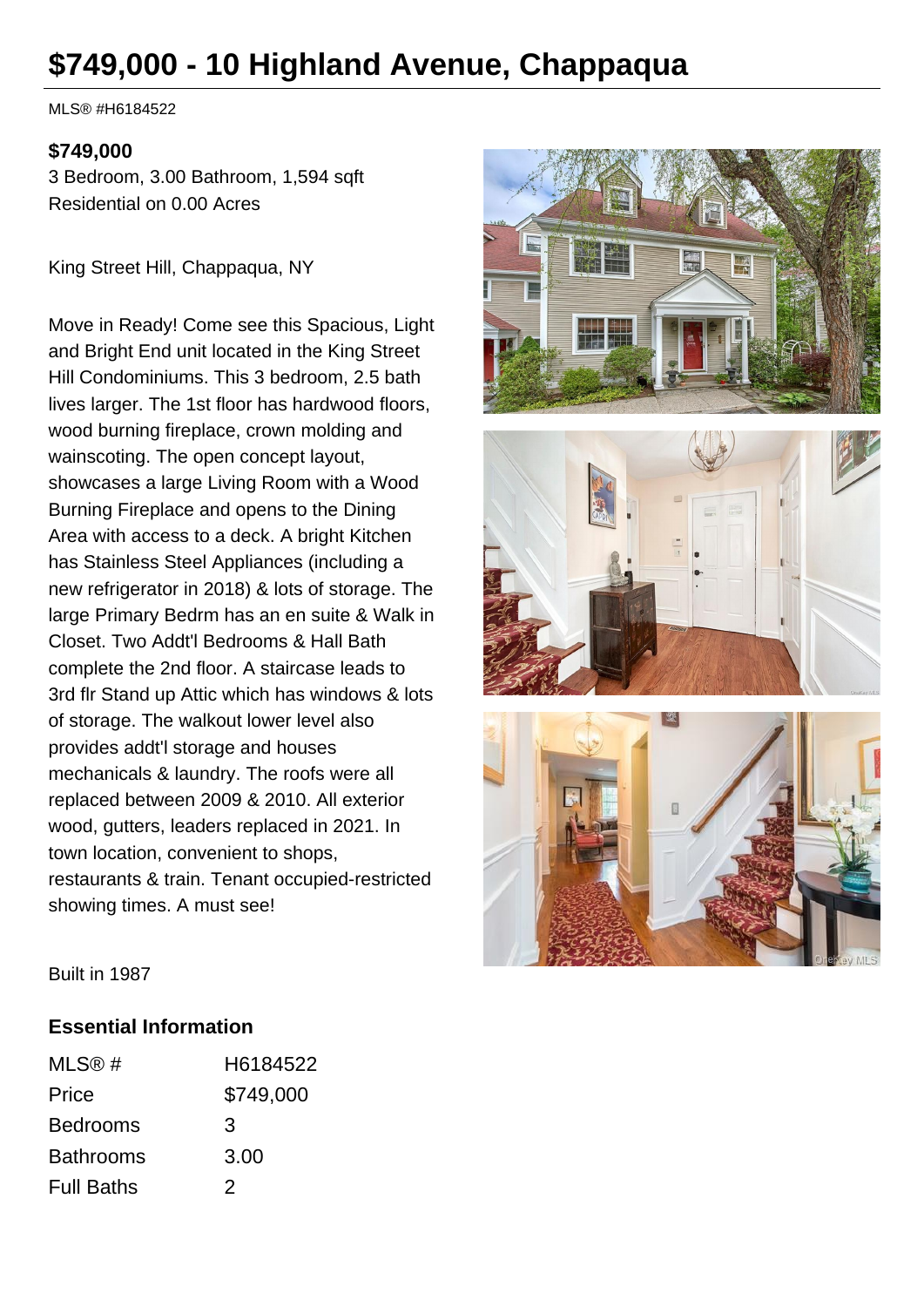# $749,000 - 10 Highland Avenue, Chappaqua

MLS® #H6184522

**$749,000**

3 Bedroom, 3.00 Bathroom, 1,594 sqft

Residential on 0.00 Acres

King Street Hill, Chappaqua, NY

Move in Ready! Come see this Spacious, Light and Bright End unit located in the King Street Hill Condominiums. This 3 bedroom, 2.5 bath lives larger. The 1st floor has hardwood floors, wood burning fireplace, crown molding and wainscoting. The open concept layout, showcases a large Living Room with a Wood Burning Fireplace and opens to the Dining Area with access to a deck. A bright Kitchen has Stainless Steel Appliances (including a new refrigerator in 2018) & lots of storage. The large Primary Bedrm has an en suite & Walk in Closet. Two Addt'l Bedrooms & Hall Bath complete the 2nd floor. A staircase leads to 3rd flr Stand up Attic which has windows & lots of storage. The walkout lower level also provides addt'l storage and houses mechanicals & laundry. The roofs were all replaced between 2009 & 2010. All exterior wood, gutters, leaders replaced in 2021. In town location, convenient to shops, restaurants & train. Tenant occupied-restricted showing times. A must see!

Built in 1987

## Essential Information

| | |
|---|---|
| MLS® # | H6184522 |
| Price | $749,000 |
| Bedrooms | 3 |
| Bathrooms | 3.00 |
| Full Baths | 2 |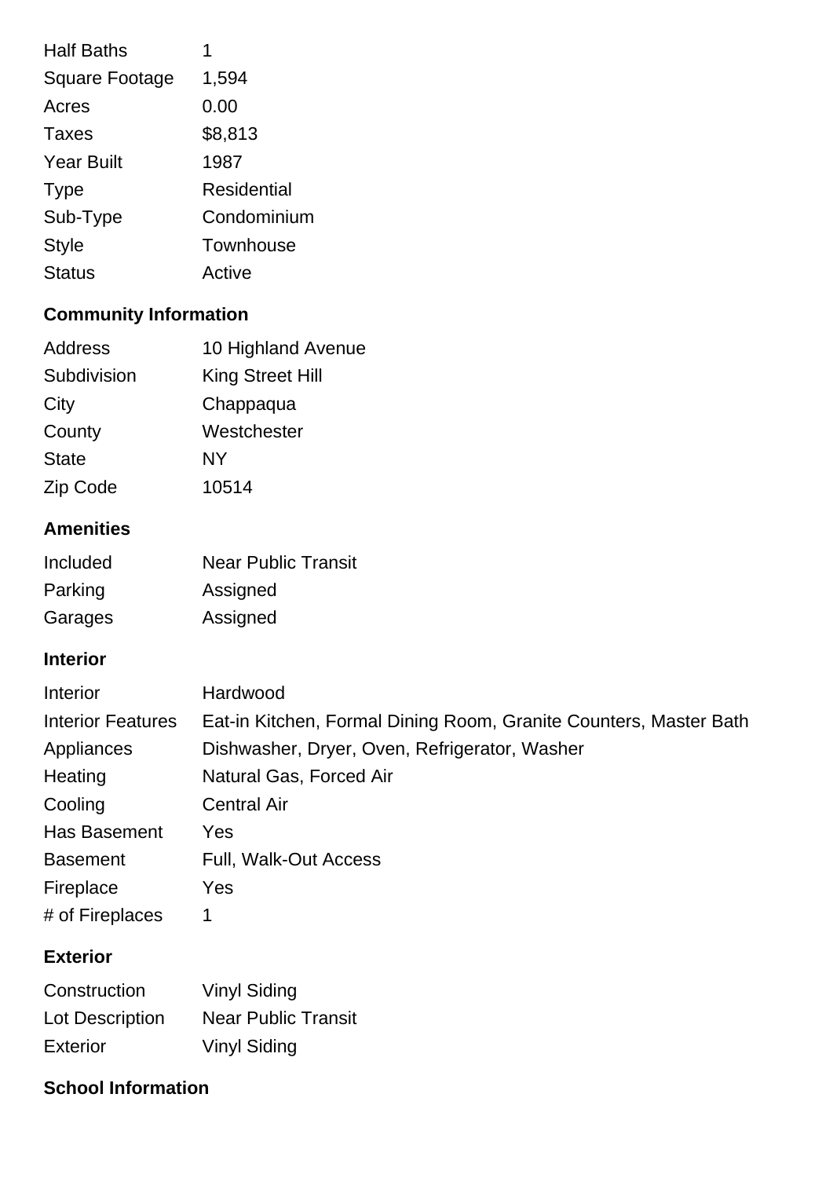| | |
|---|---|
| Half Baths | 1 |
| Square Footage | 1,594 |
| Acres | 0.00 |
| Taxes | $8,813 |
| Year Built | 1987 |
| Type | Residential |
| Sub-Type | Condominium |
| Style | Townhouse |
| Status | Active |

## Community Information

| | |
|---|---|
| Address | 10 Highland Avenue |
| Subdivision | King Street Hill |
| City | Chappaqua |
| County | Westchester |
| State | NY |
| Zip Code | 10514 |

## Amenities

| | |
|---|---|
| Included | Near Public Transit |
| Parking | Assigned |
| Garages | Assigned |

## Interior

| | |
|---|---|
| Interior | Hardwood |
| Interior Features | Eat-in Kitchen, Formal Dining Room, Granite Counters, Master Bath |
| Appliances | Dishwasher, Dryer, Oven, Refrigerator, Washer |
| Heating | Natural Gas, Forced Air |
| Cooling | Central Air |
| Has Basement | Yes |
| Basement | Full, Walk-Out Access |
| Fireplace | Yes |
| # of Fireplaces | 1 |

## Exterior

| | |
|---|---|
| Construction | Vinyl Siding |
| Lot Description | Near Public Transit |
| Exterior | Vinyl Siding |

## School Information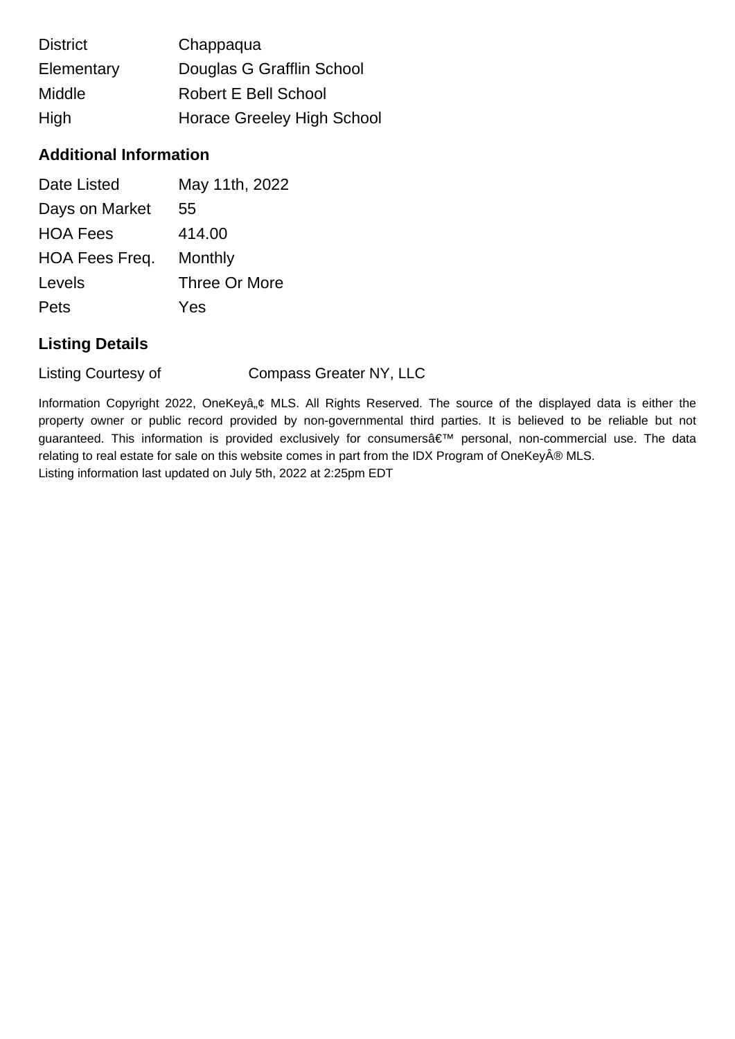| | |
|---|---|
| District | Chappaqua |
| Elementary | Douglas G Grafflin School |
| Middle | Robert E Bell School |
| High | Horace Greeley High School |

## Additional Information

| | |
|---|---|
| Date Listed | May 11th, 2022 |
| Days on Market | 55 |
| HOA Fees | 414.00 |
| HOA Fees Freq. | Monthly |
| Levels | Three Or More |
| Pets | Yes |

## Listing Details

| | |
|---|---|
| Listing Courtesy of | Compass Greater NY, LLC |

Information Copyright 2022, OneKeyâ„¢ MLS. All Rights Reserved. The source of the displayed data is either the property owner or public record provided by non-governmental third parties. It is believed to be reliable but not guaranteed. This information is provided exclusively for consumersâ€™ personal, non-commercial use. The data relating to real estate for sale on this website comes in part from the IDX Program of OneKeyÂ® MLS.
Listing information last updated on July 5th, 2022 at 2:25pm EDT